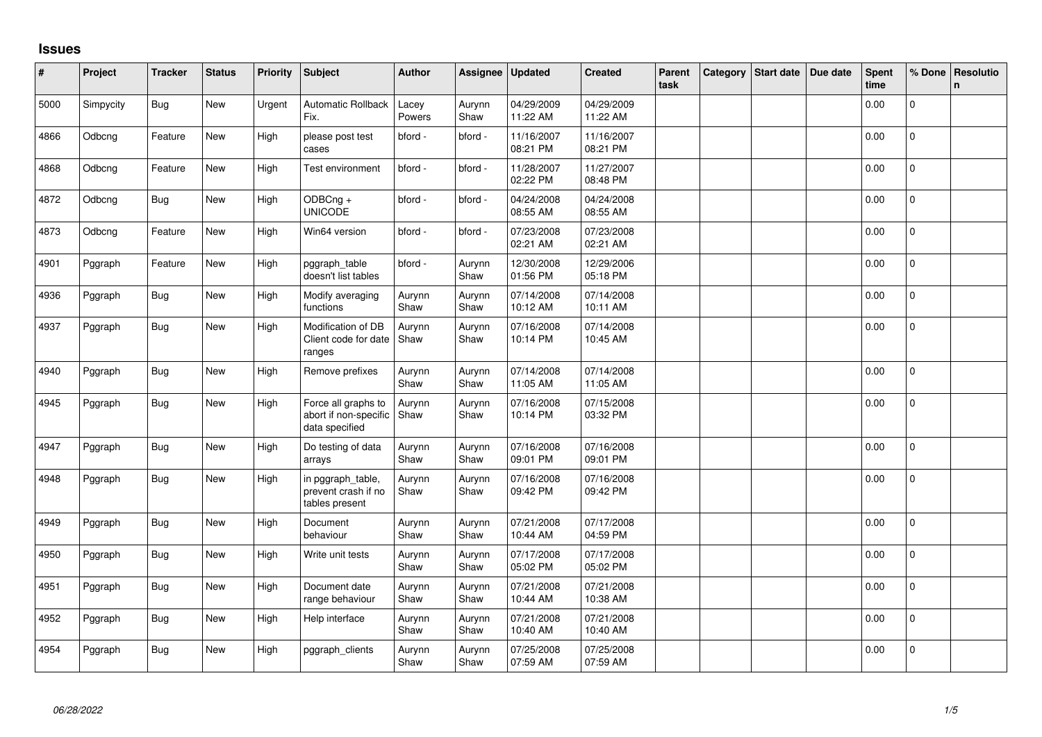# Issues

| # | Project | Tracker | Status | Priority | Subject | Author | Assignee | Updated | Created | Parent task | Category | Start date | Due date | Spent time | % Done | Resolution |
|---|---|---|---|---|---|---|---|---|---|---|---|---|---|---|---|---|
| 5000 | Simpycity | Bug | New | Urgent | Automatic Rollback Fix. | Lacey Powers | Aurynn Shaw | 04/29/2009 11:22 AM | 04/29/2009 11:22 AM | | | | | 0.00 | 0 | |
| 4866 | Odbcng | Feature | New | High | please post test cases | bford - | bford - | 11/16/2007 08:21 PM | 11/16/2007 08:21 PM | | | | | 0.00 | 0 | |
| 4868 | Odbcng | Feature | New | High | Test environment | bford - | bford - | 11/28/2007 02:22 PM | 11/27/2007 08:48 PM | | | | | 0.00 | 0 | |
| 4872 | Odbcng | Bug | New | High | ODBCng + UNICODE | bford - | bford - | 04/24/2008 08:55 AM | 04/24/2008 08:55 AM | | | | | 0.00 | 0 | |
| 4873 | Odbcng | Feature | New | High | Win64 version | bford - | bford - | 07/23/2008 02:21 AM | 07/23/2008 02:21 AM | | | | | 0.00 | 0 | |
| 4901 | Pggraph | Feature | New | High | pggraph_table doesn't list tables | bford - | Aurynn Shaw | 12/30/2008 01:56 PM | 12/29/2006 05:18 PM | | | | | 0.00 | 0 | |
| 4936 | Pggraph | Bug | New | High | Modify averaging functions | Aurynn Shaw | Aurynn Shaw | 07/14/2008 10:12 AM | 07/14/2008 10:11 AM | | | | | 0.00 | 0 | |
| 4937 | Pggraph | Bug | New | High | Modification of DB Client code for date ranges | Aurynn Shaw | Aurynn Shaw | 07/16/2008 10:14 PM | 07/14/2008 10:45 AM | | | | | 0.00 | 0 | |
| 4940 | Pggraph | Bug | New | High | Remove prefixes | Aurynn Shaw | Aurynn Shaw | 07/14/2008 11:05 AM | 07/14/2008 11:05 AM | | | | | 0.00 | 0 | |
| 4945 | Pggraph | Bug | New | High | Force all graphs to abort if non-specific data specified | Aurynn Shaw | Aurynn Shaw | 07/16/2008 10:14 PM | 07/15/2008 03:32 PM | | | | | 0.00 | 0 | |
| 4947 | Pggraph | Bug | New | High | Do testing of data arrays | Aurynn Shaw | Aurynn Shaw | 07/16/2008 09:01 PM | 07/16/2008 09:01 PM | | | | | 0.00 | 0 | |
| 4948 | Pggraph | Bug | New | High | in pggraph_table, prevent crash if no tables present | Aurynn Shaw | Aurynn Shaw | 07/16/2008 09:42 PM | 07/16/2008 09:42 PM | | | | | 0.00 | 0 | |
| 4949 | Pggraph | Bug | New | High | Document behaviour | Aurynn Shaw | Aurynn Shaw | 07/21/2008 10:44 AM | 07/17/2008 04:59 PM | | | | | 0.00 | 0 | |
| 4950 | Pggraph | Bug | New | High | Write unit tests | Aurynn Shaw | Aurynn Shaw | 07/17/2008 05:02 PM | 07/17/2008 05:02 PM | | | | | 0.00 | 0 | |
| 4951 | Pggraph | Bug | New | High | Document date range behaviour | Aurynn Shaw | Aurynn Shaw | 07/21/2008 10:44 AM | 07/21/2008 10:38 AM | | | | | 0.00 | 0 | |
| 4952 | Pggraph | Bug | New | High | Help interface | Aurynn Shaw | Aurynn Shaw | 07/21/2008 10:40 AM | 07/21/2008 10:40 AM | | | | | 0.00 | 0 | |
| 4954 | Pggraph | Bug | New | High | pggraph_clients | Aurynn Shaw | Aurynn Shaw | 07/25/2008 07:59 AM | 07/25/2008 07:59 AM | | | | | 0.00 | 0 | |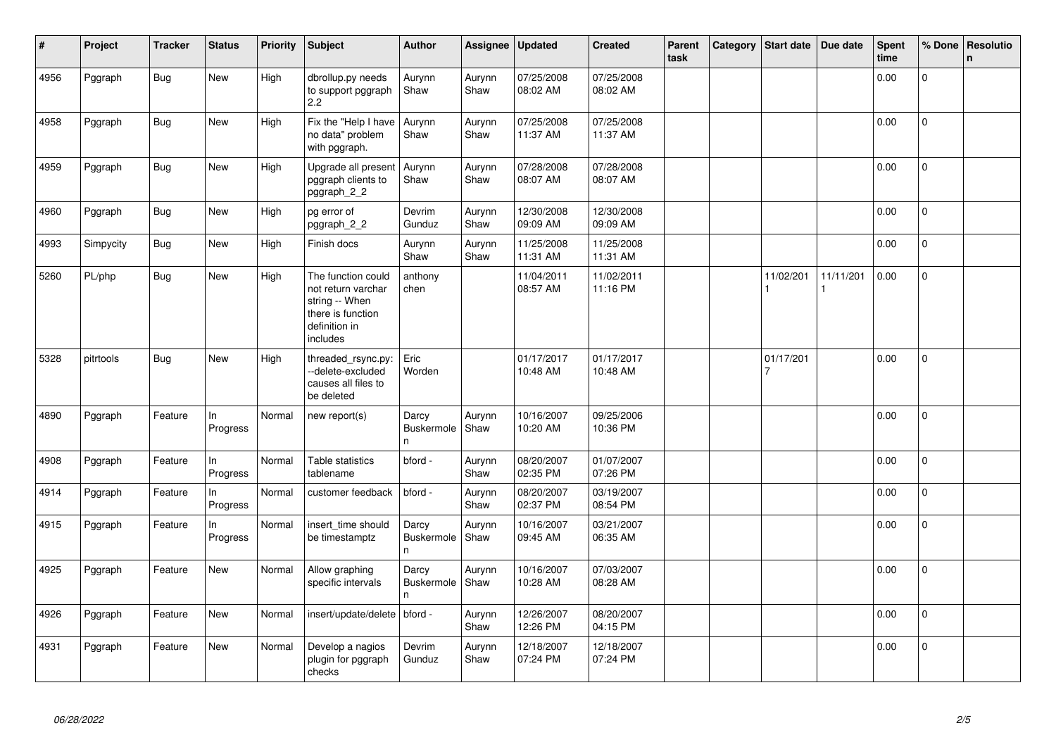| # | Project | Tracker | Status | Priority | Subject | Author | Assignee | Updated | Created | Parent task | Category | Start date | Due date | Spent time | % Done | Resolution |
|---|---|---|---|---|---|---|---|---|---|---|---|---|---|---|---|---|
| 4956 | Pggraph | Bug | New | High | dbrollup.py needs to support pggraph 2.2 | Aurynn Shaw | Aurynn Shaw | 07/25/2008 08:02 AM | 07/25/2008 08:02 AM | | | | | 0.00 | 0 | |
| 4958 | Pggraph | Bug | New | High | Fix the "Help I have no data" problem with pggraph. | Aurynn Shaw | Aurynn Shaw | 07/25/2008 11:37 AM | 07/25/2008 11:37 AM | | | | | 0.00 | 0 | |
| 4959 | Pggraph | Bug | New | High | Upgrade all present pggraph clients to pggraph_2_2 | Aurynn Shaw | Aurynn Shaw | 07/28/2008 08:07 AM | 07/28/2008 08:07 AM | | | | | 0.00 | 0 | |
| 4960 | Pggraph | Bug | New | High | pg error of pggraph_2_2 | Devrim Gunduz | Aurynn Shaw | 12/30/2008 09:09 AM | 12/30/2008 09:09 AM | | | | | 0.00 | 0 | |
| 4993 | Simpycity | Bug | New | High | Finish docs | Aurynn Shaw | Aurynn Shaw | 11/25/2008 11:31 AM | 11/25/2008 11:31 AM | | | | | 0.00 | 0 | |
| 5260 | PL/php | Bug | New | High | The function could not return varchar string -- When there is function definition in includes | anthony chen | | 11/04/2011 08:57 AM | 11/02/2011 11:16 PM | | | 11/02/2011 | 11/11/2011 | 0.00 | 0 | |
| 5328 | pitrtools | Bug | New | High | threaded_rsync.py: --delete-excluded causes all files to be deleted | Eric Worden | | 01/17/2017 10:48 AM | 01/17/2017 10:48 AM | | | 01/17/2017 | | 0.00 | 0 | |
| 4890 | Pggraph | Feature | In Progress | Normal | new report(s) | Darcy Buskermolen | Aurynn Shaw | 10/16/2007 10:20 AM | 09/25/2006 10:36 PM | | | | | 0.00 | 0 | |
| 4908 | Pggraph | Feature | In Progress | Normal | Table statistics tablename | bford - | Aurynn Shaw | 08/20/2007 02:35 PM | 01/07/2007 07:26 PM | | | | | 0.00 | 0 | |
| 4914 | Pggraph | Feature | In Progress | Normal | customer feedback | bford - | Aurynn Shaw | 08/20/2007 02:37 PM | 03/19/2007 08:54 PM | | | | | 0.00 | 0 | |
| 4915 | Pggraph | Feature | In Progress | Normal | insert_time should be timestamptz | Darcy Buskermolen | Aurynn Shaw | 10/16/2007 09:45 AM | 03/21/2007 06:35 AM | | | | | 0.00 | 0 | |
| 4925 | Pggraph | Feature | New | Normal | Allow graphing specific intervals | Darcy Buskermolen | Aurynn Shaw | 10/16/2007 10:28 AM | 07/03/2007 08:28 AM | | | | | 0.00 | 0 | |
| 4926 | Pggraph | Feature | New | Normal | insert/update/delete | bford - | Aurynn Shaw | 12/26/2007 12:26 PM | 08/20/2007 04:15 PM | | | | | 0.00 | 0 | |
| 4931 | Pggraph | Feature | New | Normal | Develop a nagios plugin for pggraph checks | Devrim Gunduz | Aurynn Shaw | 12/18/2007 07:24 PM | 12/18/2007 07:24 PM | | | | | 0.00 | 0 | |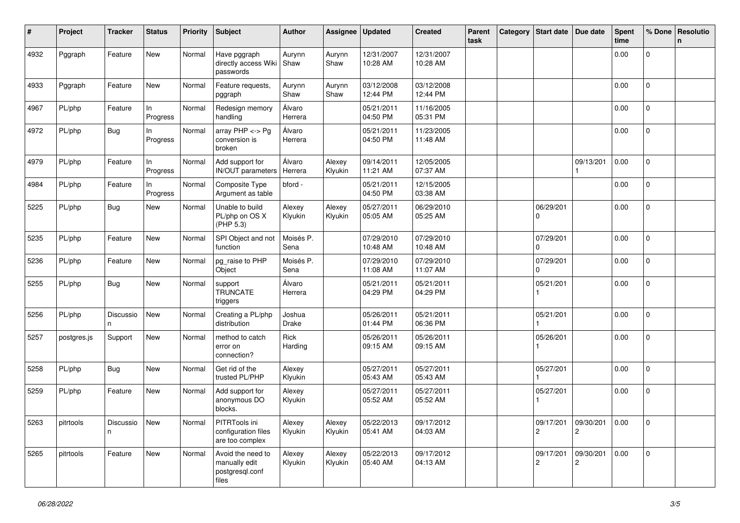| # | Project | Tracker | Status | Priority | Subject | Author | Assignee | Updated | Created | Parent task | Category | Start date | Due date | Spent time | % Done | Resolution |
|---|---|---|---|---|---|---|---|---|---|---|---|---|---|---|---|---|
| 4932 | Pggraph | Feature | New | Normal | Have pggraph directly access Wiki passwords | Aurynn Shaw | Aurynn Shaw | 12/31/2007 10:28 AM | 12/31/2007 10:28 AM | | | | | 0.00 | 0 | |
| 4933 | Pggraph | Feature | New | Normal | Feature requests, pggraph | Aurynn Shaw | Aurynn Shaw | 03/12/2008 12:44 PM | 03/12/2008 12:44 PM | | | | | 0.00 | 0 | |
| 4967 | PL/php | Feature | In Progress | Normal | Redesign memory handling | Álvaro Herrera | | 05/21/2011 04:50 PM | 11/16/2005 05:31 PM | | | | | 0.00 | 0 | |
| 4972 | PL/php | Bug | In Progress | Normal | array PHP <-> Pg conversion is broken | Álvaro Herrera | | 05/21/2011 04:50 PM | 11/23/2005 11:48 AM | | | | | 0.00 | 0 | |
| 4979 | PL/php | Feature | In Progress | Normal | Add support for IN/OUT parameters | Álvaro Herrera | Alexey Klyukin | 09/14/2011 11:21 AM | 12/05/2005 07:37 AM | | | | 09/13/2011 | 0.00 | 0 | |
| 4984 | PL/php | Feature | In Progress | Normal | Composite Type Argument as table | bford - | | 05/21/2011 04:50 PM | 12/15/2005 03:38 AM | | | | | 0.00 | 0 | |
| 5225 | PL/php | Bug | New | Normal | Unable to build PL/php on OS X (PHP 5.3) | Alexey Klyukin | Alexey Klyukin | 05/27/2011 05:05 AM | 06/29/2010 05:25 AM | | | 06/29/2010 | | 0.00 | 0 | |
| 5235 | PL/php | Feature | New | Normal | SPI Object and not function | Moisés P. Sena | | 07/29/2010 10:48 AM | 07/29/2010 10:48 AM | | | 07/29/2010 | | 0.00 | 0 | |
| 5236 | PL/php | Feature | New | Normal | pg_raise to PHP Object | Moisés P. Sena | | 07/29/2010 11:08 AM | 07/29/2010 11:07 AM | | | 07/29/2010 | | 0.00 | 0 | |
| 5255 | PL/php | Bug | New | Normal | support TRUNCATE triggers | Álvaro Herrera | | 05/21/2011 04:29 PM | 05/21/2011 04:29 PM | | | 05/21/2011 | | 0.00 | 0 | |
| 5256 | PL/php | Discussion | New | Normal | Creating a PL/php distribution | Joshua Drake | | 05/26/2011 01:44 PM | 05/21/2011 06:36 PM | | | 05/21/2011 | | 0.00 | 0 | |
| 5257 | postgres.js | Support | New | Normal | method to catch error on connection? | Rick Harding | | 05/26/2011 09:15 AM | 05/26/2011 09:15 AM | | | 05/26/2011 | | 0.00 | 0 | |
| 5258 | PL/php | Bug | New | Normal | Get rid of the trusted PL/PHP | Alexey Klyukin | | 05/27/2011 05:43 AM | 05/27/2011 05:43 AM | | | 05/27/2011 | | 0.00 | 0 | |
| 5259 | PL/php | Feature | New | Normal | Add support for anonymous DO blocks. | Alexey Klyukin | | 05/27/2011 05:52 AM | 05/27/2011 05:52 AM | | | 05/27/2011 | | 0.00 | 0 | |
| 5263 | pitrtools | Discussion | New | Normal | PITRTools ini configuration files are too complex | Alexey Klyukin | Alexey Klyukin | 05/22/2013 05:41 AM | 09/17/2012 04:03 AM | | | 09/17/2012 | 09/30/2012 | 0.00 | 0 | |
| 5265 | pitrtools | Feature | New | Normal | Avoid the need to manually edit postgresql.conf files | Alexey Klyukin | Alexey Klyukin | 05/22/2013 05:40 AM | 09/17/2012 04:13 AM | | | 09/17/2012 | 09/30/2012 | 0.00 | 0 | |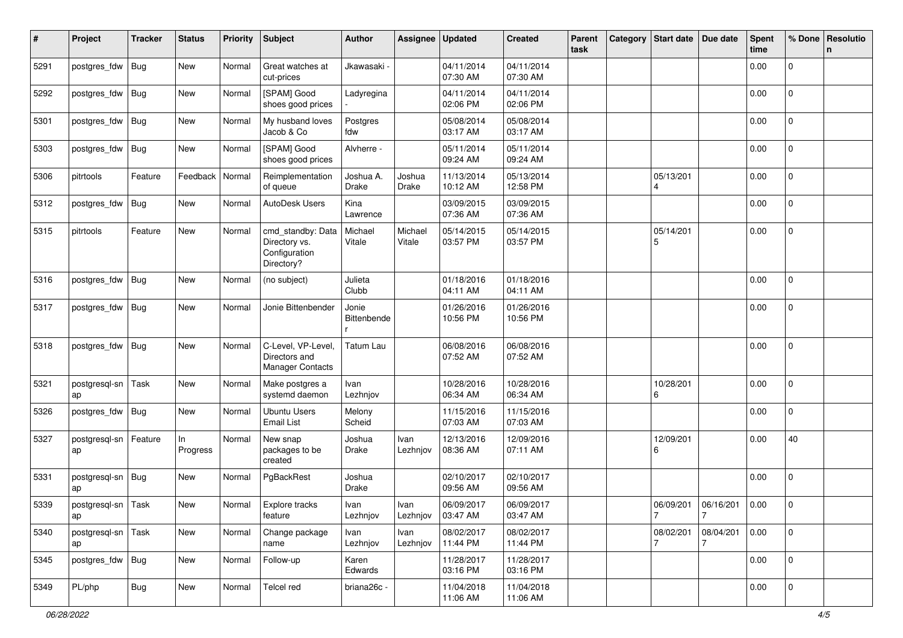| # | Project | Tracker | Status | Priority | Subject | Author | Assignee | Updated | Created | Parent task | Category | Start date | Due date | Spent time | % Done | Resolution |
|---|---|---|---|---|---|---|---|---|---|---|---|---|---|---|---|---|
| 5291 | postgres_fdw | Bug | New | Normal | Great watches at cut-prices | Jkawasaki - | | 04/11/2014 07:30 AM | 04/11/2014 07:30 AM | | | | | 0.00 | 0 | |
| 5292 | postgres_fdw | Bug | New | Normal | [SPAM] Good shoes good prices | Ladyregina - | | 04/11/2014 02:06 PM | 04/11/2014 02:06 PM | | | | | 0.00 | 0 | |
| 5301 | postgres_fdw | Bug | New | Normal | My husband loves Jacob & Co | Postgres fdw | | 05/08/2014 03:17 AM | 05/08/2014 03:17 AM | | | | | 0.00 | 0 | |
| 5303 | postgres_fdw | Bug | New | Normal | [SPAM] Good shoes good prices | Alvherre - | | 05/11/2014 09:24 AM | 05/11/2014 09:24 AM | | | | | 0.00 | 0 | |
| 5306 | pitrtools | Feature | Feedback | Normal | Reimplementation of queue | Joshua A. Drake | Joshua Drake | 11/13/2014 10:12 AM | 05/13/2014 12:58 PM | | | 05/13/2014 | | 0.00 | 0 | |
| 5312 | postgres_fdw | Bug | New | Normal | AutoDesk Users | Kina Lawrence | | 03/09/2015 07:36 AM | 03/09/2015 07:36 AM | | | | | 0.00 | 0 | |
| 5315 | pitrtools | Feature | New | Normal | cmd_standby: Data Directory vs. Configuration Directory? | Michael Vitale | Michael Vitale | 05/14/2015 03:57 PM | 05/14/2015 03:57 PM | | | 05/14/2015 | | 0.00 | 0 | |
| 5316 | postgres_fdw | Bug | New | Normal | (no subject) | Julieta Clubb | | 01/18/2016 04:11 AM | 01/18/2016 04:11 AM | | | | | 0.00 | 0 | |
| 5317 | postgres_fdw | Bug | New | Normal | Jonie Bittenbender | Jonie Bittenbender | | 01/26/2016 10:56 PM | 01/26/2016 10:56 PM | | | | | 0.00 | 0 | |
| 5318 | postgres_fdw | Bug | New | Normal | C-Level, VP-Level, Directors and Manager Contacts | Tatum Lau | | 06/08/2016 07:52 AM | 06/08/2016 07:52 AM | | | | | 0.00 | 0 | |
| 5321 | postgresql-snap | Task | New | Normal | Make postgres a systemd daemon | Ivan Lezhnjov | | 10/28/2016 06:34 AM | 10/28/2016 06:34 AM | | | 10/28/2016 | | 0.00 | 0 | |
| 5326 | postgres_fdw | Bug | New | Normal | Ubuntu Users Email List | Melony Scheid | | 11/15/2016 07:03 AM | 11/15/2016 07:03 AM | | | | | 0.00 | 0 | |
| 5327 | postgresql-snap | Feature | In Progress | Normal | New snap packages to be created | Joshua Drake | Ivan Lezhnjov | 12/13/2016 08:36 AM | 12/09/2016 07:11 AM | | | 12/09/2016 | | 0.00 | 40 | |
| 5331 | postgresql-snap | Bug | New | Normal | PgBackRest | Joshua Drake | | 02/10/2017 09:56 AM | 02/10/2017 09:56 AM | | | | | 0.00 | 0 | |
| 5339 | postgresql-snap | Task | New | Normal | Explore tracks feature | Ivan Lezhnjov | Ivan Lezhnjov | 06/09/2017 03:47 AM | 06/09/2017 03:47 AM | | | 06/09/2017 | 06/16/2017 | 0.00 | 0 | |
| 5340 | postgresql-snap | Task | New | Normal | Change package name | Ivan Lezhnjov | Ivan Lezhnjov | 08/02/2017 11:44 PM | 08/02/2017 11:44 PM | | | 08/02/2017 | 08/04/2017 | 0.00 | 0 | |
| 5345 | postgres_fdw | Bug | New | Normal | Follow-up | Karen Edwards | | 11/28/2017 03:16 PM | 11/28/2017 03:16 PM | | | | | 0.00 | 0 | |
| 5349 | PL/php | Bug | New | Normal | Telcel red | briana26c - | | 11/04/2018 11:06 AM | 11/04/2018 11:06 AM | | | | | 0.00 | 0 | |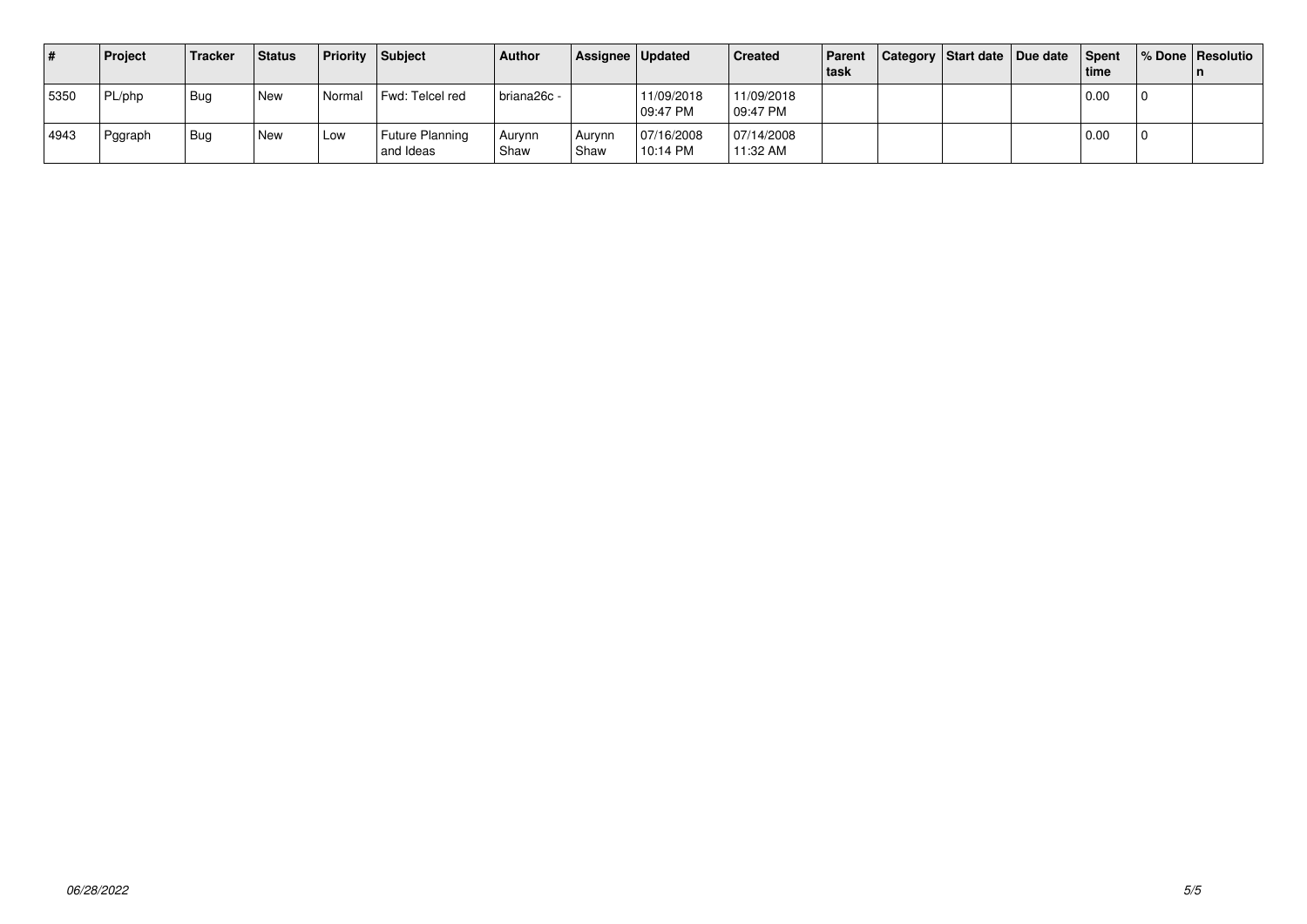| # | Project | Tracker | Status | Priority | Subject | Author | Assignee | Updated | Created | Parent task | Category | Start date | Due date | Spent time | % Done | Resolution |
|---|---|---|---|---|---|---|---|---|---|---|---|---|---|---|---|---|
| 5350 | PL/php | Bug | New | Normal | Fwd: Telcel red | briana26c - | | 11/09/2018 09:47 PM | 11/09/2018 09:47 PM | | | | | 0.00 | 0 | |
| 4943 | Pggraph | Bug | New | Low | Future Planning and Ideas | Aurynn Shaw | Aurynn Shaw | 07/16/2008 10:14 PM | 07/14/2008 11:32 AM | | | | | 0.00 | 0 | |